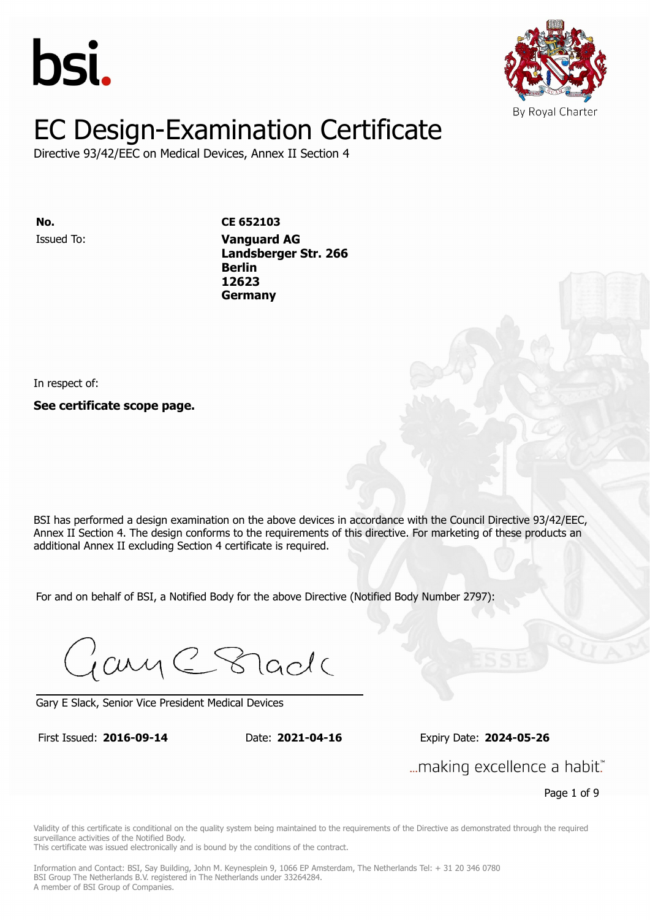bsi.

By Royal Charter

# EC Design-Examination Certificate

Directive 93/42/EEC on Medical Devices, Annex II Section 4

**No.** **CE 652103**

Issued To: **Vanguard AG**
**Landsberger Str. 266**
**Berlin**
**12623**
**Germany**

In respect of:

**See certificate scope page.**

BSI has performed a design examination on the above devices in accordance with the Council Directive 93/42/EEC, Annex II Section 4. The design conforms to the requirements of this directive. For marketing of these products an additional Annex II excluding Section 4 certificate is required.

For and on behalf of BSI, a Notified Body for the above Directive (Notified Body Number 2797):

Gary E Slack, Senior Vice President Medical Devices

First Issued: **2016-09-14** Date: **2021-04-16** Expiry Date: **2024-05-26**

...making excellence a habit.™

Validity of this certificate is conditional on the quality system being maintained to the requirements of the Directive as demonstrated through the required surveillance activities of the Notified Body.
This certificate was issued electronically and is bound by the conditions of the contract.

Information and Contact: BSI, Say Building, John M. Keynesplein 9, 1066 EP Amsterdam, The Netherlands Tel: + 31 20 346 0780
BSI Group The Netherlands B.V. registered in The Netherlands under 33264284.
A member of BSI Group of Companies.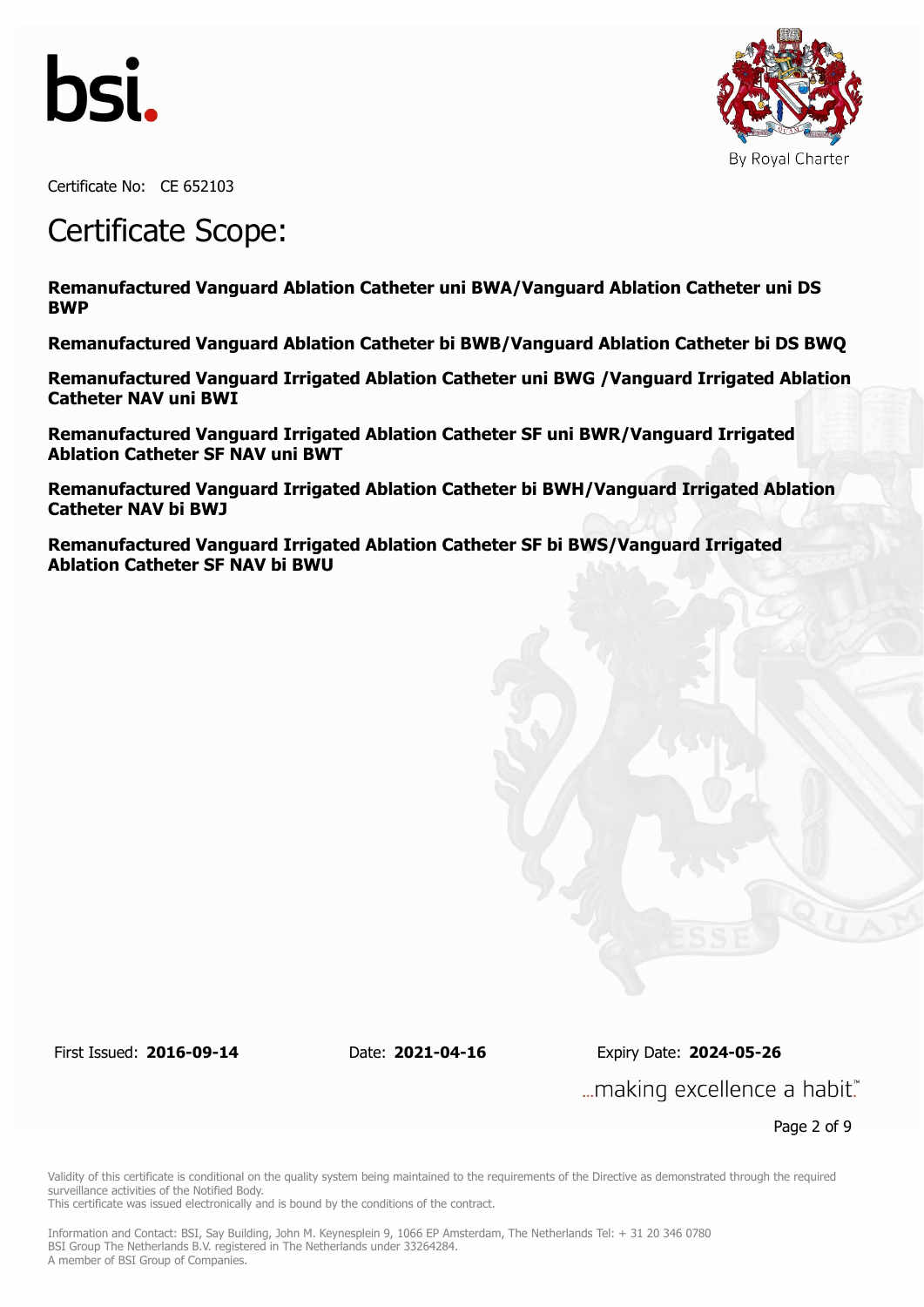bsi.

By Royal Charter

Certificate No: CE 652103

# Certificate Scope:

**Remanufactured Vanguard Ablation Catheter uni BWA/Vanguard Ablation Catheter uni DS BWP**

**Remanufactured Vanguard Ablation Catheter bi BWB/Vanguard Ablation Catheter bi DS BWQ**

**Remanufactured Vanguard Irrigated Ablation Catheter uni BWG /Vanguard Irrigated Ablation Catheter NAV uni BWI**

**Remanufactured Vanguard Irrigated Ablation Catheter SF uni BWR/Vanguard Irrigated Ablation Catheter SF NAV uni BWT**

**Remanufactured Vanguard Irrigated Ablation Catheter bi BWH/Vanguard Irrigated Ablation Catheter NAV bi BWJ**

**Remanufactured Vanguard Irrigated Ablation Catheter SF bi BWS/Vanguard Irrigated Ablation Catheter SF NAV bi BWU**

First Issued: **2016-09-14** Date: **2021-04-16** Expiry Date: **2024-05-26**

...making excellence a habit.™

Validity of this certificate is conditional on the quality system being maintained to the requirements of the Directive as demonstrated through the required surveillance activities of the Notified Body.
This certificate was issued electronically and is bound by the conditions of the contract.

Information and Contact: BSI, Say Building, John M. Keynesplein 9, 1066 EP Amsterdam, The Netherlands Tel: + 31 20 346 0780
BSI Group The Netherlands B.V. registered in The Netherlands under 33264284.
A member of BSI Group of Companies.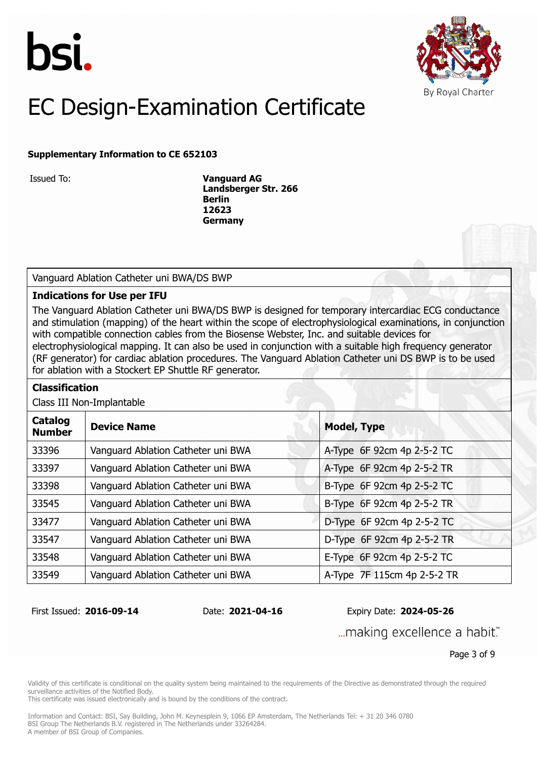bsi.

By Royal Charter

# EC Design-Examination Certificate

**Supplementary Information to CE 652103**

Issued To: **Vanguard AG**
**Landsberger Str. 266**
**Berlin**
**12623**
**Germany**

Vanguard Ablation Catheter uni BWA/DS BWP

**Indications for Use per IFU**

The Vanguard Ablation Catheter uni BWA/DS BWP is designed for temporary intercardiac ECG conductance and stimulation (mapping) of the heart within the scope of electrophysiological examinations, in conjunction with compatible connection cables from the Biosense Webster, Inc. and suitable devices for electrophysiological mapping. It can also be used in conjunction with a suitable high frequency generator (RF generator) for cardiac ablation procedures. The Vanguard Ablation Catheter uni DS BWP is to be used for ablation with a Stockert EP Shuttle RF generator.

**Classification**

Class III Non-Implantable

| Catalog Number | Device Name | Model, Type |
|---|---|---|
| 33396 | Vanguard Ablation Catheter uni BWA | A-Type 6F 92cm 4p 2-5-2 TC |
| 33397 | Vanguard Ablation Catheter uni BWA | A-Type 6F 92cm 4p 2-5-2 TR |
| 33398 | Vanguard Ablation Catheter uni BWA | B-Type 6F 92cm 4p 2-5-2 TC |
| 33545 | Vanguard Ablation Catheter uni BWA | B-Type 6F 92cm 4p 2-5-2 TR |
| 33477 | Vanguard Ablation Catheter uni BWA | D-Type 6F 92cm 4p 2-5-2 TC |
| 33547 | Vanguard Ablation Catheter uni BWA | D-Type 6F 92cm 4p 2-5-2 TR |
| 33548 | Vanguard Ablation Catheter uni BWA | E-Type 6F 92cm 4p 2-5-2 TC |
| 33549 | Vanguard Ablation Catheter uni BWA | A-Type 7F 115cm 4p 2-5-2 TR |

First Issued: **2016-09-14** Date: **2021-04-16** Expiry Date: **2024-05-26**

...making excellence a habit.™

Validity of this certificate is conditional on the quality system being maintained to the requirements of the Directive as demonstrated through the required surveillance activities of the Notified Body.
This certificate was issued electronically and is bound by the conditions of the contract.

Information and Contact: BSI, Say Building, John M. Keynesplein 9, 1066 EP Amsterdam, The Netherlands Tel: + 31 20 346 0780
BSI Group The Netherlands B.V. registered in The Netherlands under 33264284.
A member of BSI Group of Companies.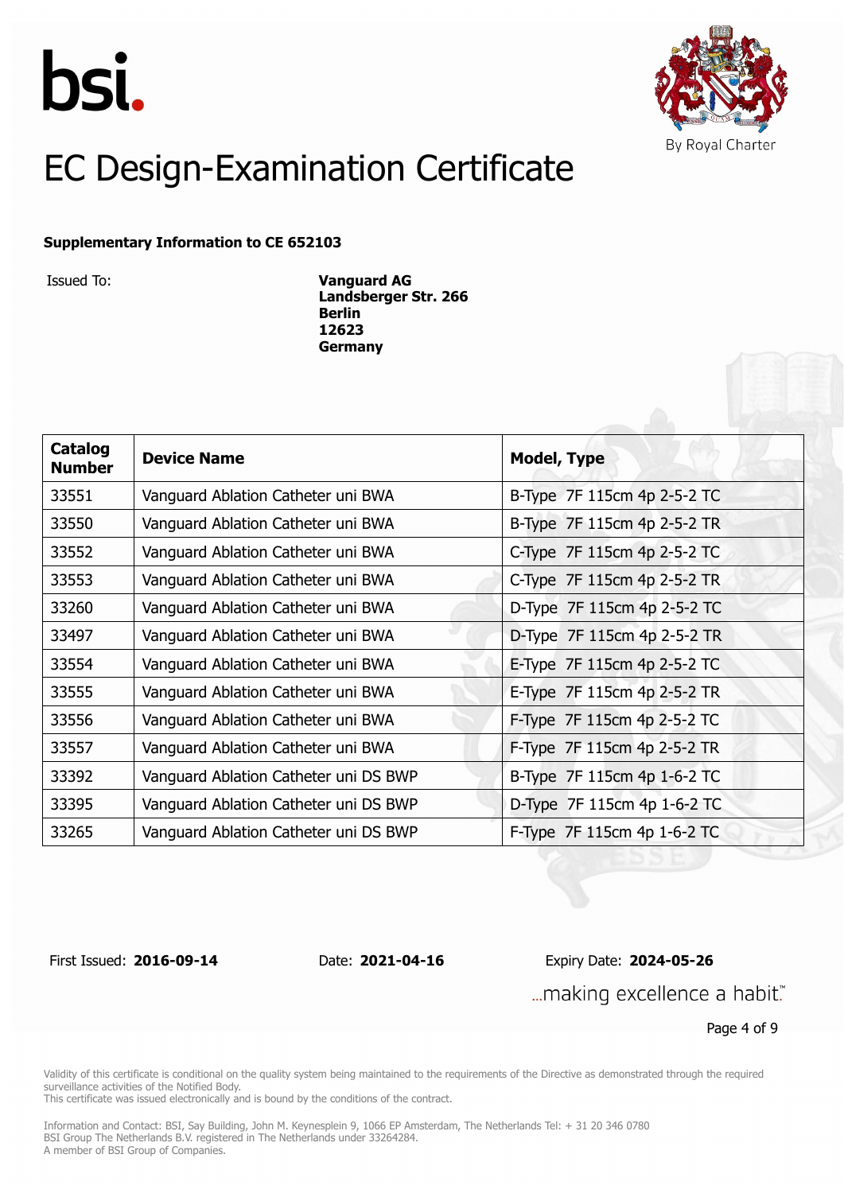# EC Design-Examination Certificate

**Supplementary Information to CE 652103**

Issued To: **Vanguard AG**
**Landsberger Str. 266**
**Berlin**
**12623**
**Germany**

| Catalog Number | Device Name | Model, Type |
|---|---|---|
| 33551 | Vanguard Ablation Catheter uni BWA | B-Type 7F 115cm 4p 2-5-2 TC |
| 33550 | Vanguard Ablation Catheter uni BWA | B-Type 7F 115cm 4p 2-5-2 TR |
| 33552 | Vanguard Ablation Catheter uni BWA | C-Type 7F 115cm 4p 2-5-2 TC |
| 33553 | Vanguard Ablation Catheter uni BWA | C-Type 7F 115cm 4p 2-5-2 TR |
| 33260 | Vanguard Ablation Catheter uni BWA | D-Type 7F 115cm 4p 2-5-2 TC |
| 33497 | Vanguard Ablation Catheter uni BWA | D-Type 7F 115cm 4p 2-5-2 TR |
| 33554 | Vanguard Ablation Catheter uni BWA | E-Type 7F 115cm 4p 2-5-2 TC |
| 33555 | Vanguard Ablation Catheter uni BWA | E-Type 7F 115cm 4p 2-5-2 TR |
| 33556 | Vanguard Ablation Catheter uni BWA | F-Type 7F 115cm 4p 2-5-2 TC |
| 33557 | Vanguard Ablation Catheter uni BWA | F-Type 7F 115cm 4p 2-5-2 TR |
| 33392 | Vanguard Ablation Catheter uni DS BWP | B-Type 7F 115cm 4p 1-6-2 TC |
| 33395 | Vanguard Ablation Catheter uni DS BWP | D-Type 7F 115cm 4p 1-6-2 TC |
| 33265 | Vanguard Ablation Catheter uni DS BWP | F-Type 7F 115cm 4p 1-6-2 TC |

First Issued: **2016-09-14** Date: **2021-04-16** Expiry Date: **2024-05-26**

Validity of this certificate is conditional on the quality system being maintained to the requirements of the Directive as demonstrated through the required surveillance activities of the Notified Body.
This certificate was issued electronically and is bound by the conditions of the contract.

Information and Contact: BSI, Say Building, John M. Keynesplein 9, 1066 EP Amsterdam, The Netherlands Tel: + 31 20 346 0780
BSI Group The Netherlands B.V. registered in The Netherlands under 33264284.
A member of BSI Group of Companies.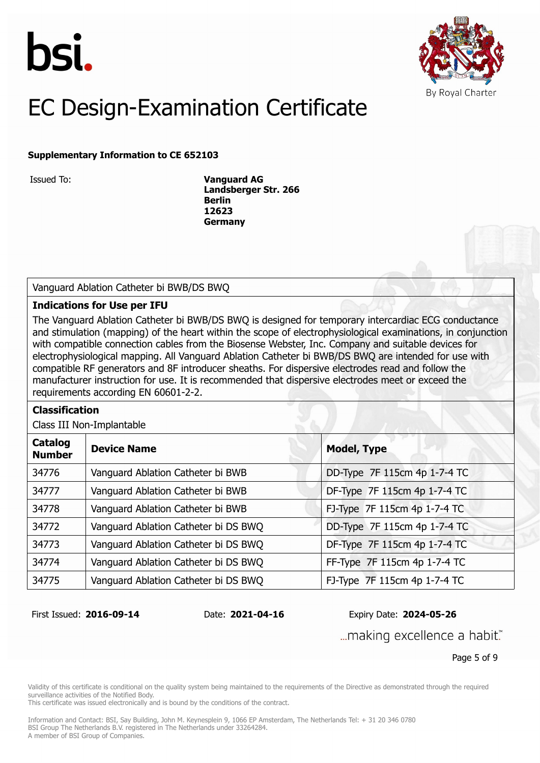bsi.

By Royal Charter

# EC Design-Examination Certificate

**Supplementary Information to CE 652103**

Issued To: **Vanguard AG**
**Landsberger Str. 266**
**Berlin**
**12623**
**Germany**

Vanguard Ablation Catheter bi BWB/DS BWQ

**Indications for Use per IFU**

The Vanguard Ablation Catheter bi BWB/DS BWQ is designed for temporary intercardiac ECG conductance and stimulation (mapping) of the heart within the scope of electrophysiological examinations, in conjunction with compatible connection cables from the Biosense Webster, Inc. Company and suitable devices for electrophysiological mapping. All Vanguard Ablation Catheter bi BWB/DS BWQ are intended for use with compatible RF generators and 8F introducer sheaths. For dispersive electrodes read and follow the manufacturer instruction for use. It is recommended that dispersive electrodes meet or exceed the requirements according EN 60601-2-2.

**Classification**

Class III Non-Implantable

| Catalog Number | Device Name | Model, Type |
|---|---|---|
| 34776 | Vanguard Ablation Catheter bi BWB | DD-Type 7F 115cm 4p 1-7-4 TC |
| 34777 | Vanguard Ablation Catheter bi BWB | DF-Type 7F 115cm 4p 1-7-4 TC |
| 34778 | Vanguard Ablation Catheter bi BWB | FJ-Type 7F 115cm 4p 1-7-4 TC |
| 34772 | Vanguard Ablation Catheter bi DS BWQ | DD-Type 7F 115cm 4p 1-7-4 TC |
| 34773 | Vanguard Ablation Catheter bi DS BWQ | DF-Type 7F 115cm 4p 1-7-4 TC |
| 34774 | Vanguard Ablation Catheter bi DS BWQ | FF-Type 7F 115cm 4p 1-7-4 TC |
| 34775 | Vanguard Ablation Catheter bi DS BWQ | FJ-Type 7F 115cm 4p 1-7-4 TC |

First Issued: **2016-09-14** Date: **2021-04-16** Expiry Date: **2024-05-26**

...making excellence a habit.™

Validity of this certificate is conditional on the quality system being maintained to the requirements of the Directive as demonstrated through the required surveillance activities of the Notified Body.
This certificate was issued electronically and is bound by the conditions of the contract.

Information and Contact: BSI, Say Building, John M. Keynesplein 9, 1066 EP Amsterdam, The Netherlands Tel: + 31 20 346 0780
BSI Group The Netherlands B.V. registered in The Netherlands under 33264284.
A member of BSI Group of Companies.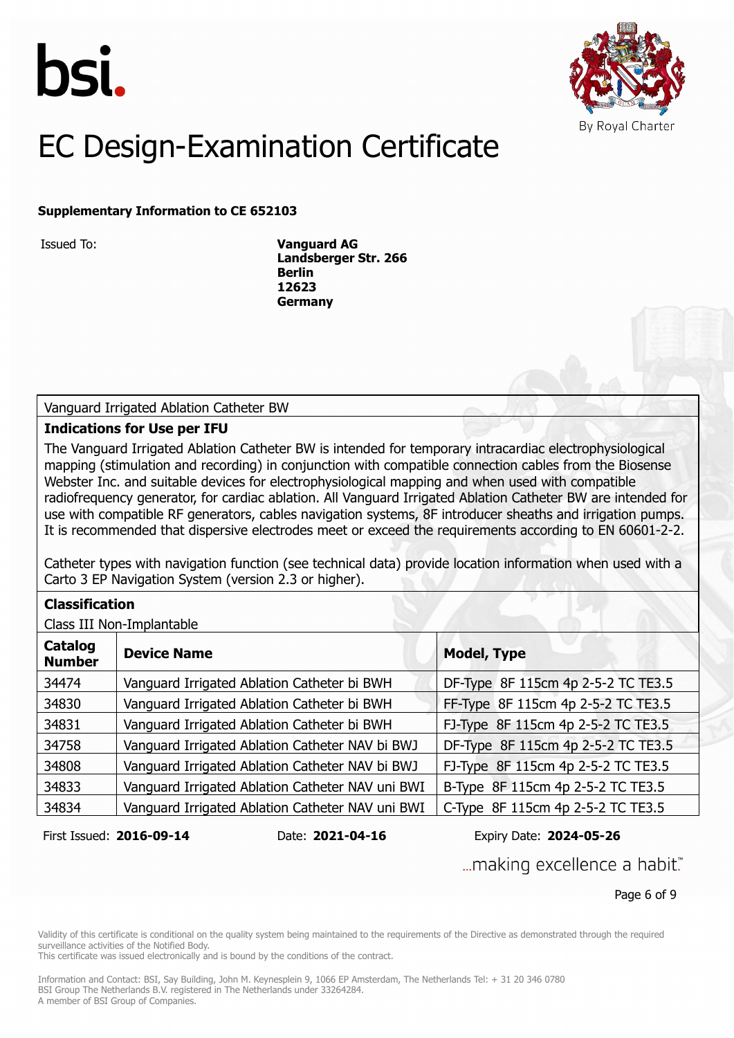# EC Design-Examination Certificate

**Supplementary Information to CE 652103**

Issued To: **Vanguard AG**
**Landsberger Str. 266**
**Berlin**
**12623**
**Germany**

| Vanguard Irrigated Ablation Catheter BW | | |
|---|---|---|
| **Indications for Use per IFU** | | |
| The Vanguard Irrigated Ablation Catheter BW is intended for temporary intracardiac electrophysiological mapping (stimulation and recording) in conjunction with compatible connection cables from the Biosense Webster Inc. and suitable devices for electrophysiological mapping and when used with compatible radiofrequency generator, for cardiac ablation. All Vanguard Irrigated Ablation Catheter BW are intended for use with compatible RF generators, cables navigation systems, 8F introducer sheaths and irrigation pumps. It is recommended that dispersive electrodes meet or exceed the requirements according to EN 60601-2-2. Catheter types with navigation function (see technical data) provide location information when used with a Carto 3 EP Navigation System (version 2.3 or higher). | | |
| **Classification** | | |
| Class III Non-Implantable | | |
| **Catalog Number** | **Device Name** | **Model, Type** |
| 34474 | Vanguard Irrigated Ablation Catheter bi BWH | DF-Type 8F 115cm 4p 2-5-2 TC TE3.5 |
| 34830 | Vanguard Irrigated Ablation Catheter bi BWH | FF-Type 8F 115cm 4p 2-5-2 TC TE3.5 |
| 34831 | Vanguard Irrigated Ablation Catheter bi BWH | FJ-Type 8F 115cm 4p 2-5-2 TC TE3.5 |
| 34758 | Vanguard Irrigated Ablation Catheter NAV bi BWJ | DF-Type 8F 115cm 4p 2-5-2 TC TE3.5 |
| 34808 | Vanguard Irrigated Ablation Catheter NAV bi BWJ | FJ-Type 8F 115cm 4p 2-5-2 TC TE3.5 |
| 34833 | Vanguard Irrigated Ablation Catheter NAV uni BWI | B-Type 8F 115cm 4p 2-5-2 TC TE3.5 |
| 34834 | Vanguard Irrigated Ablation Catheter NAV uni BWI | C-Type 8F 115cm 4p 2-5-2 TC TE3.5 |

First Issued: **2016-09-14** Date: **2021-04-16** Expiry Date: **2024-05-26**

...making excellence a habit.™

Validity of this certificate is conditional on the quality system being maintained to the requirements of the Directive as demonstrated through the required surveillance activities of the Notified Body.
This certificate was issued electronically and is bound by the conditions of the contract.

Information and Contact: BSI, Say Building, John M. Keynesplein 9, 1066 EP Amsterdam, The Netherlands Tel: + 31 20 346 0780
BSI Group The Netherlands B.V. registered in The Netherlands under 33264284.
A member of BSI Group of Companies.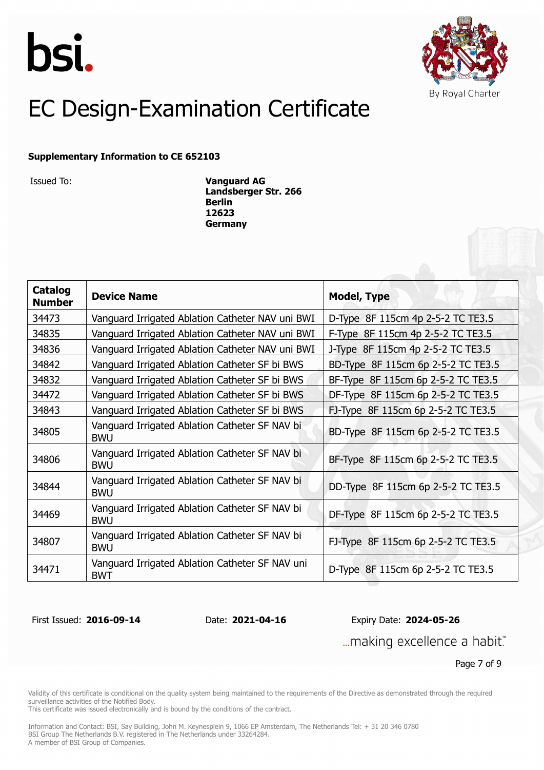bsi.

By Royal Charter

# EC Design-Examination Certificate

**Supplementary Information to CE 652103**

Issued To: **Vanguard AG**
**Landsberger Str. 266**
**Berlin**
**12623**
**Germany**

| Catalog Number | Device Name | Model, Type |
|---|---|---|
| 34473 | Vanguard Irrigated Ablation Catheter NAV uni BWI | D-Type 8F 115cm 4p 2-5-2 TC TE3.5 |
| 34835 | Vanguard Irrigated Ablation Catheter NAV uni BWI | F-Type 8F 115cm 4p 2-5-2 TC TE3.5 |
| 34836 | Vanguard Irrigated Ablation Catheter NAV uni BWI | J-Type 8F 115cm 4p 2-5-2 TC TE3.5 |
| 34842 | Vanguard Irrigated Ablation Catheter SF bi BWS | BD-Type 8F 115cm 6p 2-5-2 TC TE3.5 |
| 34832 | Vanguard Irrigated Ablation Catheter SF bi BWS | BF-Type 8F 115cm 6p 2-5-2 TC TE3.5 |
| 34472 | Vanguard Irrigated Ablation Catheter SF bi BWS | DF-Type 8F 115cm 6p 2-5-2 TC TE3.5 |
| 34843 | Vanguard Irrigated Ablation Catheter SF bi BWS | FJ-Type 8F 115cm 6p 2-5-2 TC TE3.5 |
| 34805 | Vanguard Irrigated Ablation Catheter SF NAV bi BWU | BD-Type 8F 115cm 6p 2-5-2 TC TE3.5 |
| 34806 | Vanguard Irrigated Ablation Catheter SF NAV bi BWU | BF-Type 8F 115cm 6p 2-5-2 TC TE3.5 |
| 34844 | Vanguard Irrigated Ablation Catheter SF NAV bi BWU | DD-Type 8F 115cm 6p 2-5-2 TC TE3.5 |
| 34469 | Vanguard Irrigated Ablation Catheter SF NAV bi BWU | DF-Type 8F 115cm 6p 2-5-2 TC TE3.5 |
| 34807 | Vanguard Irrigated Ablation Catheter SF NAV bi BWU | FJ-Type 8F 115cm 6p 2-5-2 TC TE3.5 |
| 34471 | Vanguard Irrigated Ablation Catheter SF NAV uni BWT | D-Type 8F 115cm 6p 2-5-2 TC TE3.5 |

First Issued: **2016-09-14** Date: **2021-04-16** Expiry Date: **2024-05-26**

...making excellence a habit.™

Validity of this certificate is conditional on the quality system being maintained to the requirements of the Directive as demonstrated through the required surveillance activities of the Notified Body.
This certificate was issued electronically and is bound by the conditions of the contract.

Information and Contact: BSI, Say Building, John M. Keynesplein 9, 1066 EP Amsterdam, The Netherlands Tel: + 31 20 346 0780
BSI Group The Netherlands B.V. registered in The Netherlands under 33264284.
A member of BSI Group of Companies.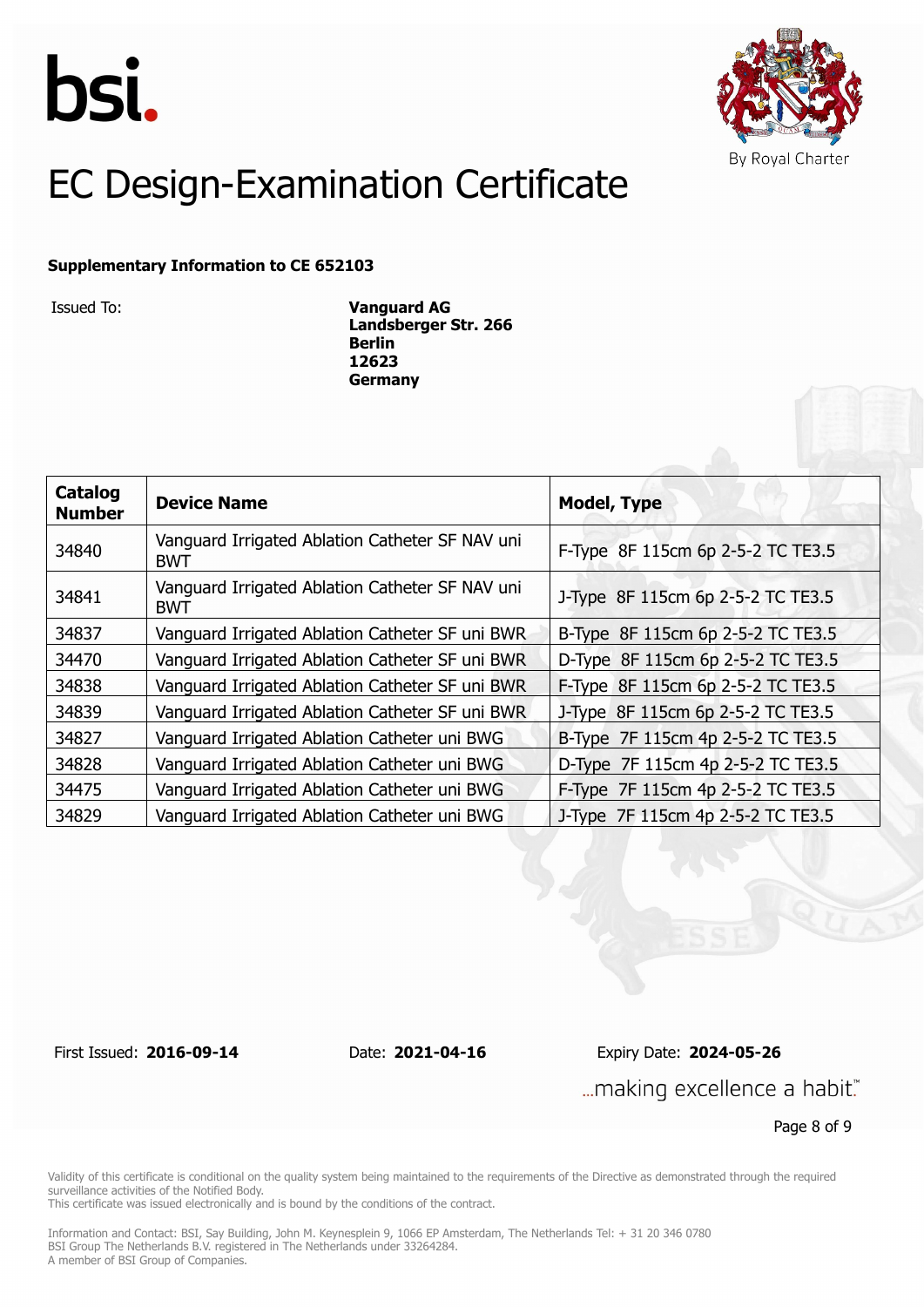bsi.

By Royal Charter

# EC Design-Examination Certificate

**Supplementary Information to CE 652103**

Issued To: **Vanguard AG**
**Landsberger Str. 266**
**Berlin**
**12623**
**Germany**

| Catalog Number | Device Name | Model, Type |
|---|---|---|
| 34840 | Vanguard Irrigated Ablation Catheter SF NAV uni BWT | F-Type 8F 115cm 6p 2-5-2 TC TE3.5 |
| 34841 | Vanguard Irrigated Ablation Catheter SF NAV uni BWT | J-Type 8F 115cm 6p 2-5-2 TC TE3.5 |
| 34837 | Vanguard Irrigated Ablation Catheter SF uni BWR | B-Type 8F 115cm 6p 2-5-2 TC TE3.5 |
| 34470 | Vanguard Irrigated Ablation Catheter SF uni BWR | D-Type 8F 115cm 6p 2-5-2 TC TE3.5 |
| 34838 | Vanguard Irrigated Ablation Catheter SF uni BWR | F-Type 8F 115cm 6p 2-5-2 TC TE3.5 |
| 34839 | Vanguard Irrigated Ablation Catheter SF uni BWR | J-Type 8F 115cm 6p 2-5-2 TC TE3.5 |
| 34827 | Vanguard Irrigated Ablation Catheter uni BWG | B-Type 7F 115cm 4p 2-5-2 TC TE3.5 |
| 34828 | Vanguard Irrigated Ablation Catheter uni BWG | D-Type 7F 115cm 4p 2-5-2 TC TE3.5 |
| 34475 | Vanguard Irrigated Ablation Catheter uni BWG | F-Type 7F 115cm 4p 2-5-2 TC TE3.5 |
| 34829 | Vanguard Irrigated Ablation Catheter uni BWG | J-Type 7F 115cm 4p 2-5-2 TC TE3.5 |

First Issued: **2016-09-14** Date: **2021-04-16** Expiry Date: **2024-05-26**

...making excellence a habit.™

Validity of this certificate is conditional on the quality system being maintained to the requirements of the Directive as demonstrated through the required surveillance activities of the Notified Body.
This certificate was issued electronically and is bound by the conditions of the contract.

Information and Contact: BSI, Say Building, John M. Keynesplein 9, 1066 EP Amsterdam, The Netherlands Tel: + 31 20 346 0780
BSI Group The Netherlands B.V. registered in The Netherlands under 33264284.
A member of BSI Group of Companies.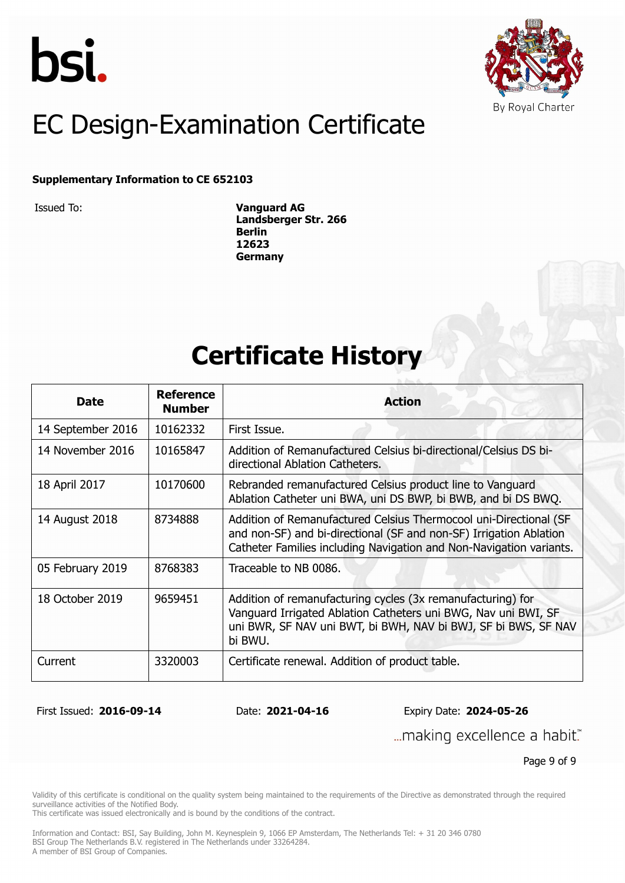# EC Design-Examination Certificate

**Supplementary Information to CE 652103**

Issued To: **Vanguard AG**
**Landsberger Str. 266**
**Berlin**
**12623**
**Germany**

## Certificate History

| Date | Reference Number | Action |
|---|---|---|
| 14 September 2016 | 10162332 | First Issue. |
| 14 November 2016 | 10165847 | Addition of Remanufactured Celsius bi-directional/Celsius DS bi-directional Ablation Catheters. |
| 18 April 2017 | 10170600 | Rebranded remanufactured Celsius product line to Vanguard Ablation Catheter uni BWA, uni DS BWP, bi BWB, and bi DS BWQ. |
| 14 August 2018 | 8734888 | Addition of Remanufactured Celsius Thermocool uni-Directional (SF and non-SF) and bi-directional (SF and non-SF) Irrigation Ablation Catheter Families including Navigation and Non-Navigation variants. |
| 05 February 2019 | 8768383 | Traceable to NB 0086. |
| 18 October 2019 | 9659451 | Addition of remanufacturing cycles (3x remanufacturing) for Vanguard Irrigated Ablation Catheters uni BWG, Nav uni BWI, SF uni BWR, SF NAV uni BWT, bi BWH, NAV bi BWJ, SF bi BWS, SF NAV bi BWU. |
| Current | 3320003 | Certificate renewal. Addition of product table. |

First Issued: **2016-09-14** Date: **2021-04-16** Expiry Date: **2024-05-26**

...making excellence a habit.™

Validity of this certificate is conditional on the quality system being maintained to the requirements of the Directive as demonstrated through the required surveillance activities of the Notified Body.
This certificate was issued electronically and is bound by the conditions of the contract.

Information and Contact: BSI, Say Building, John M. Keynesplein 9, 1066 EP Amsterdam, The Netherlands Tel: + 31 20 346 0780
BSI Group The Netherlands B.V. registered in The Netherlands under 33264284.
A member of BSI Group of Companies.